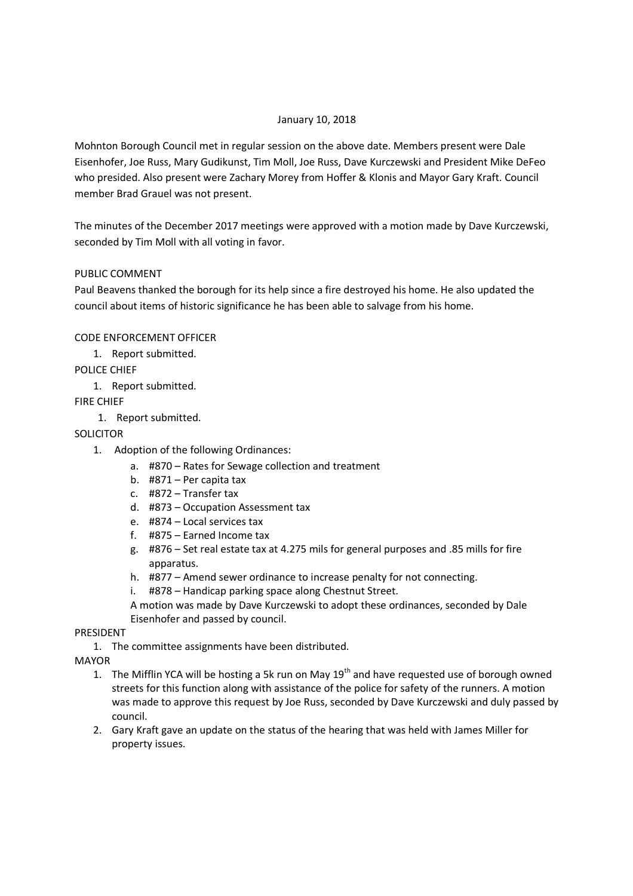January 10, 2018

Mohnton Borough Council met in regular session on the above date. Members present were Dale Eisenhofer, Joe Russ, Mary Gudikunst, Tim Moll, Joe Russ, Dave Kurczewski and President Mike DeFeo who presided. Also present were Zachary Morey from Hoffer & Klonis and Mayor Gary Kraft. Council member Brad Grauel was not present.

The minutes of the December 2017 meetings were approved with a motion made by Dave Kurczewski, seconded by Tim Moll with all voting in favor.

PUBLIC COMMENT

Paul Beavens thanked the borough for its help since a fire destroyed his home. He also updated the council about items of historic significance he has been able to salvage from his home.

CODE ENFORCEMENT OFFICER

1. Report submitted.

POLICE CHIEF

1. Report submitted.

FIRE CHIEF

1. Report submitted.

SOLICITOR

1. Adoption of the following Ordinances:
   a. #870 – Rates for Sewage collection and treatment
   b. #871 – Per capita tax
   c. #872 – Transfer tax
   d. #873 – Occupation Assessment tax
   e. #874 – Local services tax
   f. #875 – Earned Income tax
   g. #876 – Set real estate tax at 4.275 mils for general purposes and .85 mills for fire apparatus.
   h. #877 – Amend sewer ordinance to increase penalty for not connecting.
   i. #878 – Handicap parking space along Chestnut Street.

   A motion was made by Dave Kurczewski to adopt these ordinances, seconded by Dale Eisenhofer and passed by council.

PRESIDENT

1. The committee assignments have been distributed.

MAYOR

1. The Mifflin YCA will be hosting a 5k run on May 19th and have requested use of borough owned streets for this function along with assistance of the police for safety of the runners. A motion was made to approve this request by Joe Russ, seconded by Dave Kurczewski and duly passed by council.
2. Gary Kraft gave an update on the status of the hearing that was held with James Miller for property issues.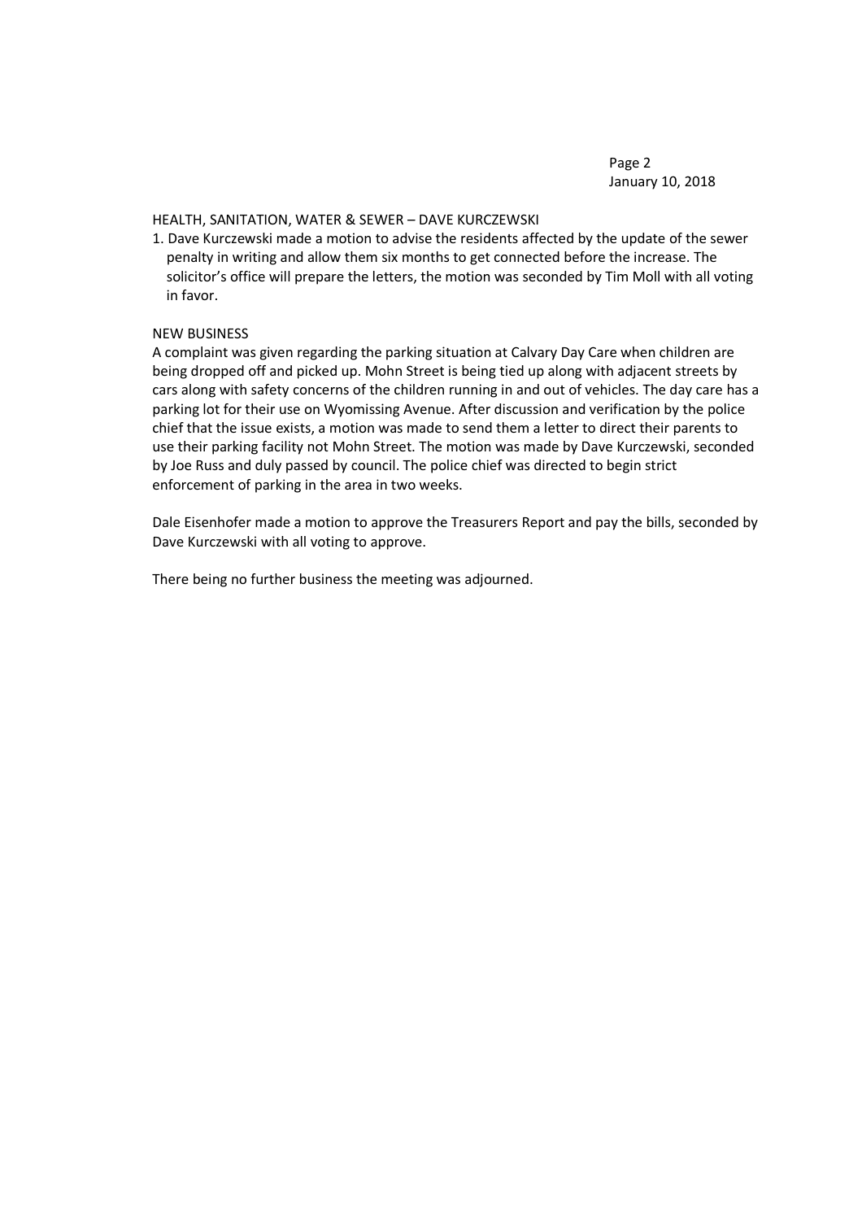HEALTH, SANITATION, WATER & SEWER – DAVE KURCZEWSKI

1. Dave Kurczewski made a motion to advise the residents affected by the update of the sewer penalty in writing and allow them six months to get connected before the increase. The solicitor's office will prepare the letters, the motion was seconded by Tim Moll with all voting in favor.

NEW BUSINESS

A complaint was given regarding the parking situation at Calvary Day Care when children are being dropped off and picked up. Mohn Street is being tied up along with adjacent streets by cars along with safety concerns of the children running in and out of vehicles. The day care has a parking lot for their use on Wyomissing Avenue. After discussion and verification by the police chief that the issue exists, a motion was made to send them a letter to direct their parents to use their parking facility not Mohn Street. The motion was made by Dave Kurczewski, seconded by Joe Russ and duly passed by council. The police chief was directed to begin strict enforcement of parking in the area in two weeks.

Dale Eisenhofer made a motion to approve the Treasurers Report and pay the bills, seconded by Dave Kurczewski with all voting to approve.

There being no further business the meeting was adjourned.